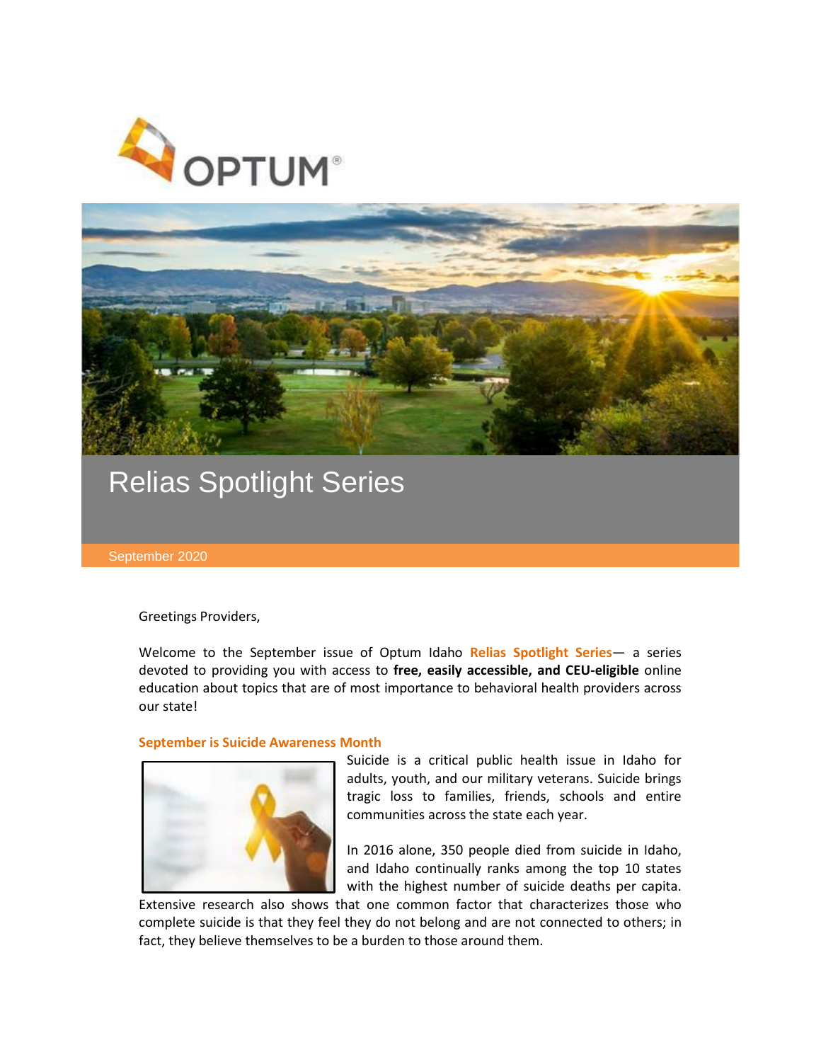# Relias Spotlight Series

September 2020

Greetings Providers,

Welcome to the September issue of Optum Idaho **Relias Spotlight Series**— a series devoted to providing you with access to **free, easily accessible, and CEU-eligible** online education about topics that are of most importance to behavioral health providers across our state!

### September is Suicide Awareness Month

Suicide is a critical public health issue in Idaho for adults, youth, and our military veterans. Suicide brings tragic loss to families, friends, schools and entire communities across the state each year.

In 2016 alone, 350 people died from suicide in Idaho, and Idaho continually ranks among the top 10 states with the highest number of suicide deaths per capita. Extensive research also shows that one common factor that characterizes those who complete suicide is that they feel they do not belong and are not connected to others; in fact, they believe themselves to be a burden to those around them.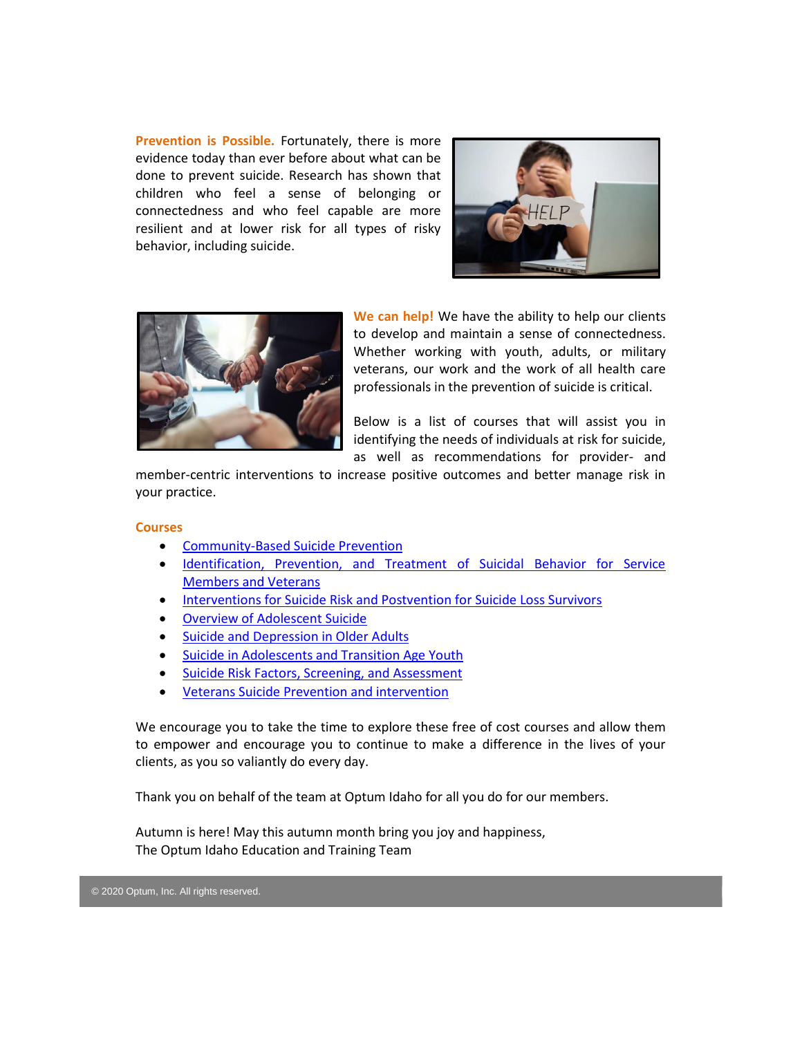**Prevention is Possible.** Fortunately, there is more evidence today than ever before about what can be done to prevent suicide. Research has shown that children who feel a sense of belonging or connectedness and who feel capable are more resilient and at lower risk for all types of risky behavior, including suicide.

**We can help!** We have the ability to help our clients to develop and maintain a sense of connectedness. Whether working with youth, adults, or military veterans, our work and the work of all health care professionals in the prevention of suicide is critical.

Below is a list of courses that will assist you in identifying the needs of individuals at risk for suicide, as well as recommendations for provider- and member-centric interventions to increase positive outcomes and better manage risk in your practice.

**Courses**

- Community-Based Suicide Prevention
- Identification, Prevention, and Treatment of Suicidal Behavior for Service Members and Veterans
- Interventions for Suicide Risk and Postvention for Suicide Loss Survivors
- Overview of Adolescent Suicide
- Suicide and Depression in Older Adults
- Suicide in Adolescents and Transition Age Youth
- Suicide Risk Factors, Screening, and Assessment
- Veterans Suicide Prevention and intervention

We encourage you to take the time to explore these free of cost courses and allow them to empower and encourage you to continue to make a difference in the lives of your clients, as you so valiantly do every day.

Thank you on behalf of the team at Optum Idaho for all you do for our members.

Autumn is here! May this autumn month bring you joy and happiness,
The Optum Idaho Education and Training Team

© 2020 Optum, Inc. All rights reserved.